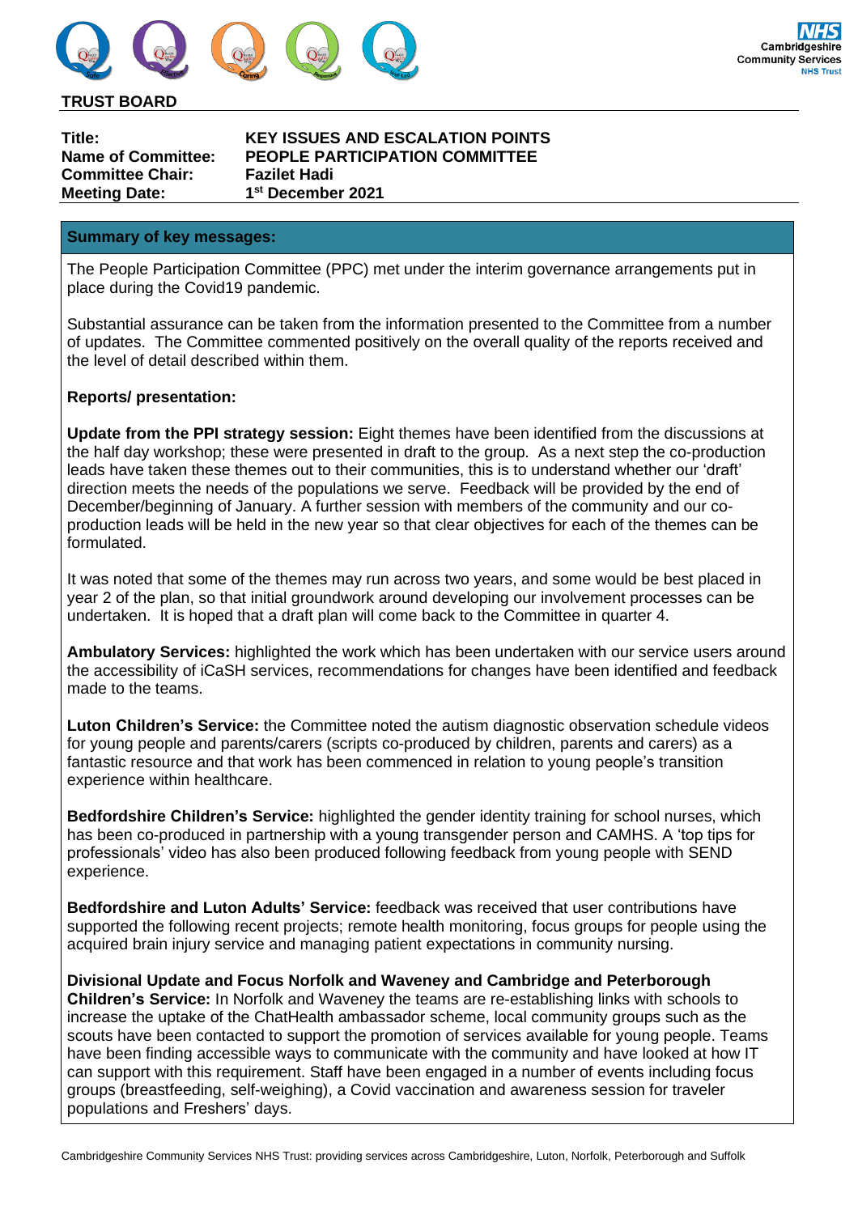**TRUST BOARD**

| | |
|---|---|
| **Title:** | **KEY ISSUES AND ESCALATION POINTS** |
| **Name of Committee:** | **PEOPLE PARTICIPATION COMMITTEE** |
| **Committee Chair:** | **Fazilet Hadi** |
| **Meeting Date:** | **1st December 2021** |

## Summary of key messages:

The People Participation Committee (PPC) met under the interim governance arrangements put in place during the Covid19 pandemic.

Substantial assurance can be taken from the information presented to the Committee from a number of updates. The Committee commented positively on the overall quality of the reports received and the level of detail described within them.

**Reports/ presentation:**

**Update from the PPI strategy session:** Eight themes have been identified from the discussions at the half day workshop; these were presented in draft to the group. As a next step the co-production leads have taken these themes out to their communities, this is to understand whether our 'draft' direction meets the needs of the populations we serve. Feedback will be provided by the end of December/beginning of January. A further session with members of the community and our co-production leads will be held in the new year so that clear objectives for each of the themes can be formulated.

It was noted that some of the themes may run across two years, and some would be best placed in year 2 of the plan, so that initial groundwork around developing our involvement processes can be undertaken. It is hoped that a draft plan will come back to the Committee in quarter 4.

**Ambulatory Services:** highlighted the work which has been undertaken with our service users around the accessibility of iCaSH services, recommendations for changes have been identified and feedback made to the teams.

**Luton Children's Service:** the Committee noted the autism diagnostic observation schedule videos for young people and parents/carers (scripts co-produced by children, parents and carers) as a fantastic resource and that work has been commenced in relation to young people's transition experience within healthcare.

**Bedfordshire Children's Service:** highlighted the gender identity training for school nurses, which has been co-produced in partnership with a young transgender person and CAMHS. A 'top tips for professionals' video has also been produced following feedback from young people with SEND experience.

**Bedfordshire and Luton Adults' Service:** feedback was received that user contributions have supported the following recent projects; remote health monitoring, focus groups for people using the acquired brain injury service and managing patient expectations in community nursing.

**Divisional Update and Focus Norfolk and Waveney and Cambridge and Peterborough Children's Service:** In Norfolk and Waveney the teams are re-establishing links with schools to increase the uptake of the ChatHealth ambassador scheme, local community groups such as the scouts have been contacted to support the promotion of services available for young people. Teams have been finding accessible ways to communicate with the community and have looked at how IT can support with this requirement. Staff have been engaged in a number of events including focus groups (breastfeeding, self-weighing), a Covid vaccination and awareness session for traveler populations and Freshers' days.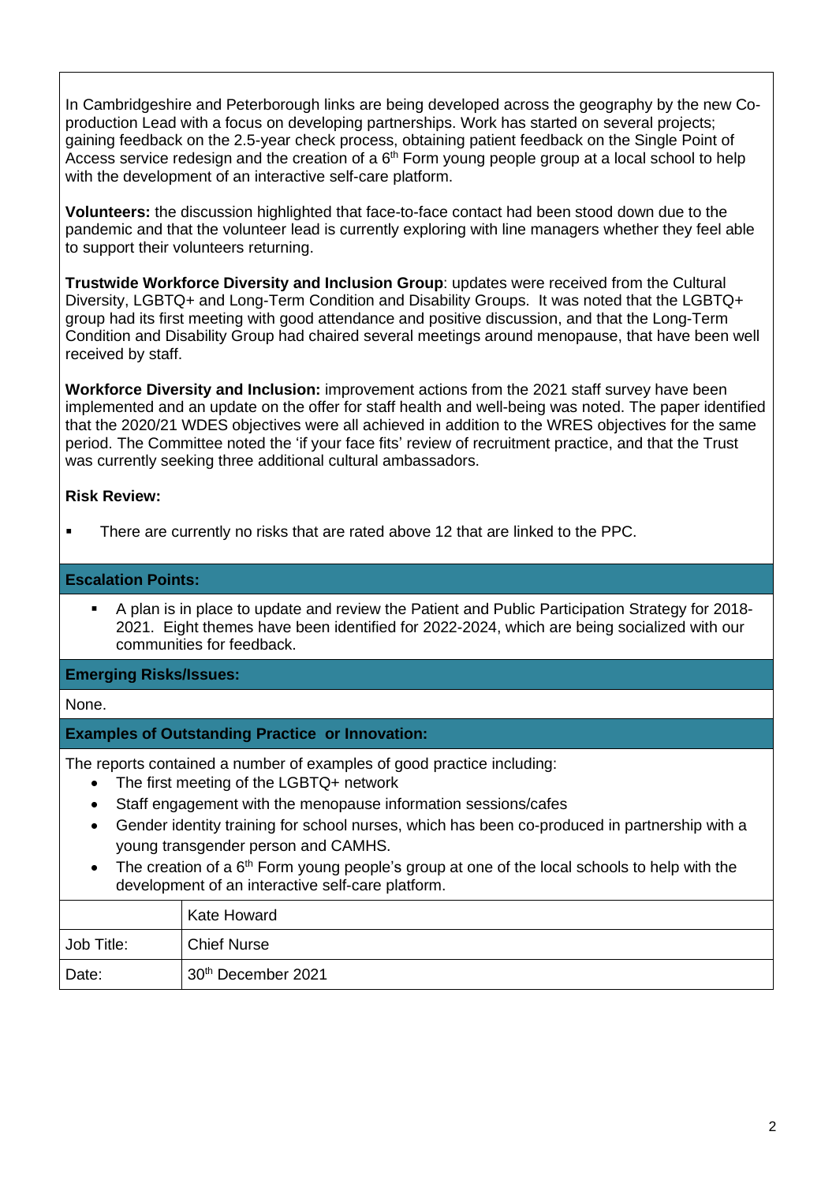In Cambridgeshire and Peterborough links are being developed across the geography by the new Co-production Lead with a focus on developing partnerships. Work has started on several projects; gaining feedback on the 2.5-year check process, obtaining patient feedback on the Single Point of Access service redesign and the creation of a 6th Form young people group at a local school to help with the development of an interactive self-care platform.

**Volunteers:** the discussion highlighted that face-to-face contact had been stood down due to the pandemic and that the volunteer lead is currently exploring with line managers whether they feel able to support their volunteers returning.

**Trustwide Workforce Diversity and Inclusion Group**: updates were received from the Cultural Diversity, LGBTQ+ and Long-Term Condition and Disability Groups. It was noted that the LGBTQ+ group had its first meeting with good attendance and positive discussion, and that the Long-Term Condition and Disability Group had chaired several meetings around menopause, that have been well received by staff.

**Workforce Diversity and Inclusion:** improvement actions from the 2021 staff survey have been implemented and an update on the offer for staff health and well-being was noted. The paper identified that the 2020/21 WDES objectives were all achieved in addition to the WRES objectives for the same period. The Committee noted the 'if your face fits' review of recruitment practice, and that the Trust was currently seeking three additional cultural ambassadors.

**Risk Review:**

- There are currently no risks that are rated above 12 that are linked to the PPC.

**Escalation Points:**

- A plan is in place to update and review the Patient and Public Participation Strategy for 2018-2021. Eight themes have been identified for 2022-2024, which are being socialized with our communities for feedback.

**Emerging Risks/Issues:**

None.

**Examples of Outstanding Practice or Innovation:**

The reports contained a number of examples of good practice including:

- The first meeting of the LGBTQ+ network
- Staff engagement with the menopause information sessions/cafes
- Gender identity training for school nurses, which has been co-produced in partnership with a young transgender person and CAMHS.
- The creation of a 6th Form young people's group at one of the local schools to help with the development of an interactive self-care platform.

| | |
|---|---|
| | Kate Howard |
| Job Title: | Chief Nurse |
| Date: | 30th December 2021 |